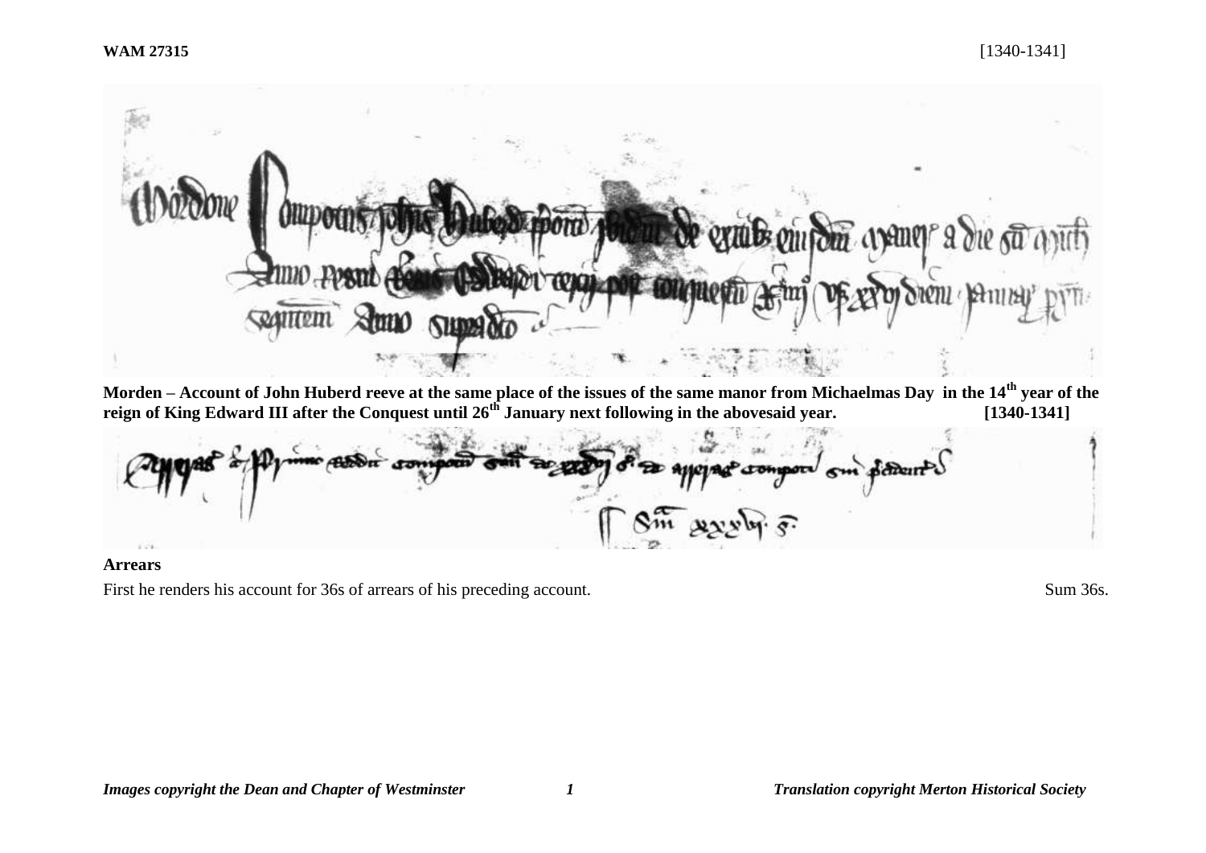**WAM 27315** [1340-1341]

**Morden – Account of John Huberd reeve at the same place of the issues of the same manor from Michaelmas Day in the 14th year of the reign of King Edward III after the Conquest until 26th January next following in the abovesaid year. [1340-1341]**

**Arrears**

First he renders his account for 36s of arrears of his preceding account. Sum 36s.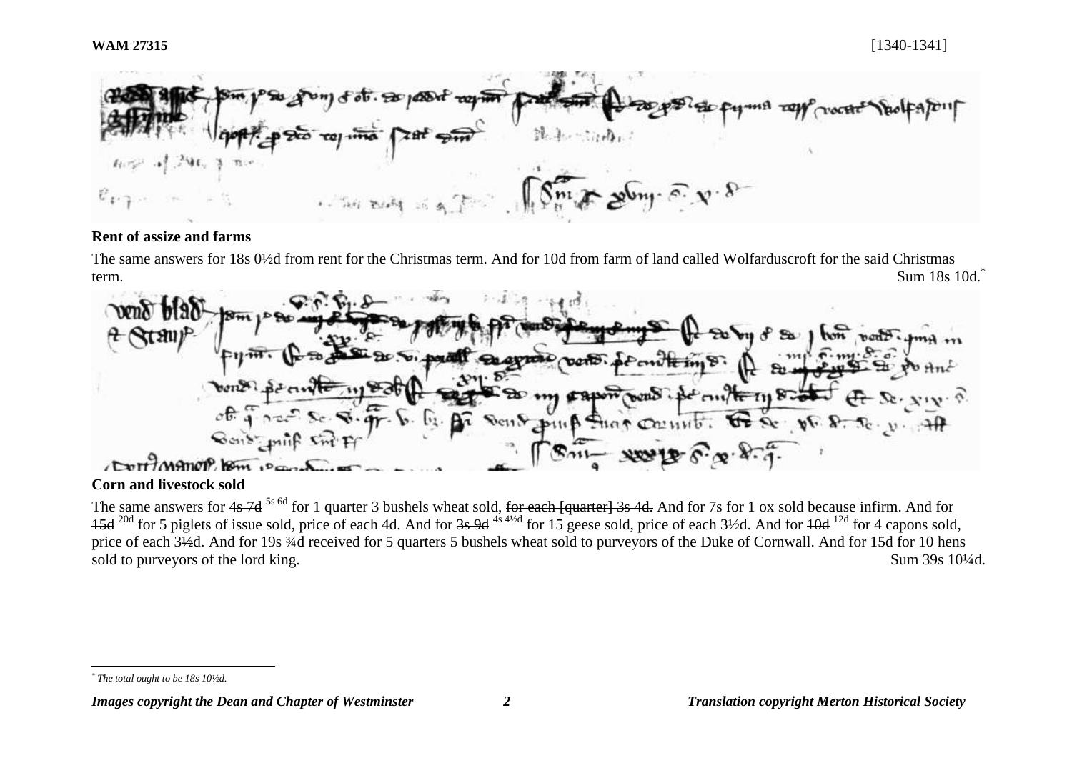WAM 27315 [1340-1341]

**Rent of assize and farms**

The same answers for 18s 0½d from rent for the Christmas term. And for 10d from farm of land called Wolfarduscroft for the said Christmas term. Sum 18s 10d.*

**Corn and livestock sold**

The same answers for ~~4s 7d~~ 5s 6d for 1 quarter 3 bushels wheat sold, ~~for each [quarter] 3s 4d.~~ And for 7s for 1 ox sold because infirm. And for ~~15d~~ 20d for 5 piglets of issue sold, price of each 4d. And for ~~3s 9d~~ 4s 4½d for 15 geese sold, price of each 3½d. And for ~~10d~~ 12d for 4 capons sold, price of each 3½d. And for 19s ¾d received for 5 quarters 5 bushels wheat sold to purveyors of the Duke of Cornwall. And for 15d for 10 hens sold to purveyors of the lord king. Sum 39s 10¼d.

\* *The total ought to be 18s 10½d.*

*Images copyright the Dean and Chapter of Westminster* *Translation copyright Merton Historical Society*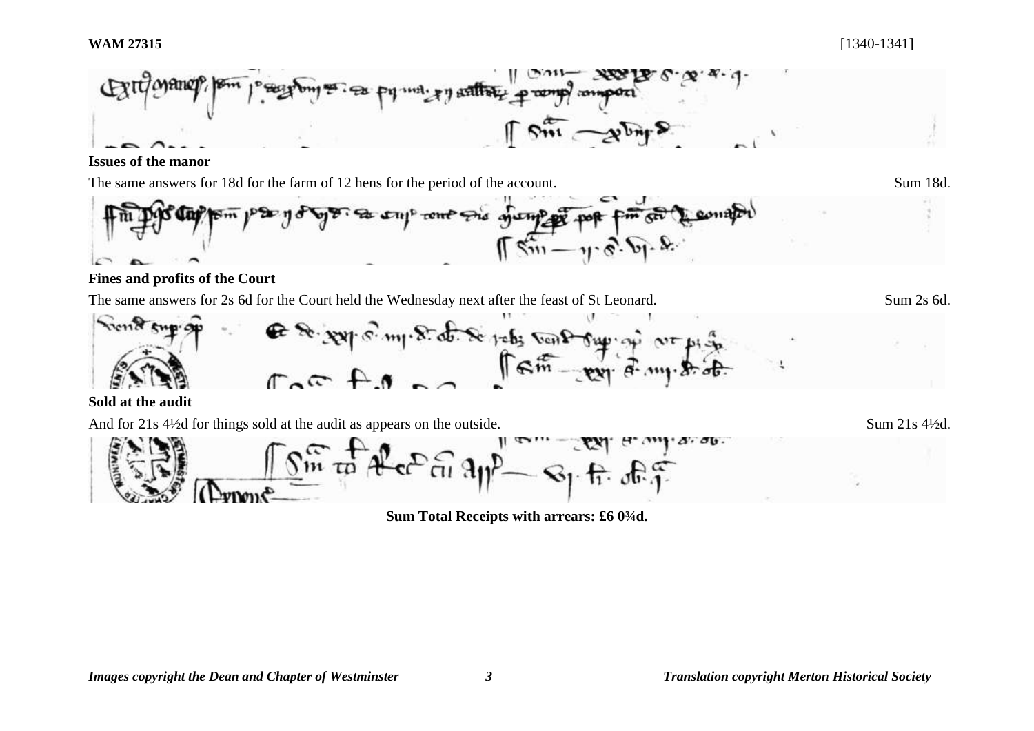**Issues of the manor**

The same answers for 18d for the farm of 12 hens for the period of the account. Sum 18d.

**Fines and profits of the Court**

The same answers for 2s 6d for the Court held the Wednesday next after the feast of St Leonard. Sum 2s 6d.

**Sold at the audit**

And for 21s 4½d for things sold at the audit as appears on the outside. Sum 21s 4½d.

**Sum Total Receipts with arrears: £6 0¾d.**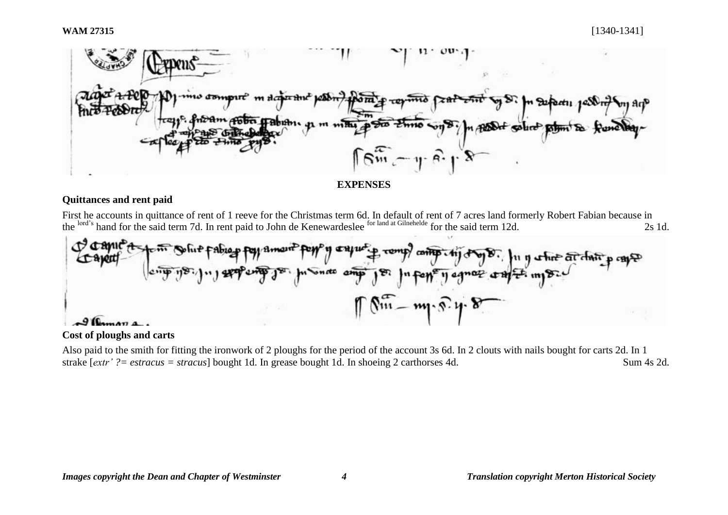## EXPENSES

### Quittances and rent paid

First he accounts in quittance of rent of 1 reeve for the Christmas term 6d. In default of rent of 7 acres land formerly Robert Fabian because in the lord's hand for the said term 7d. In rent paid to John de Kenewardeslee for land at Gilnehelde for the said term 12d. 2s 1d.

### Cost of ploughs and carts

Also paid to the smith for fitting the ironwork of 2 ploughs for the period of the account 3s 6d. In 2 clouts with nails bought for carts 2d. In 1 strake [*extr' ?= estracus = stracus*] bought 1d. In grease bought 1d. In shoeing 2 carthorses 4d. Sum 4s 2d.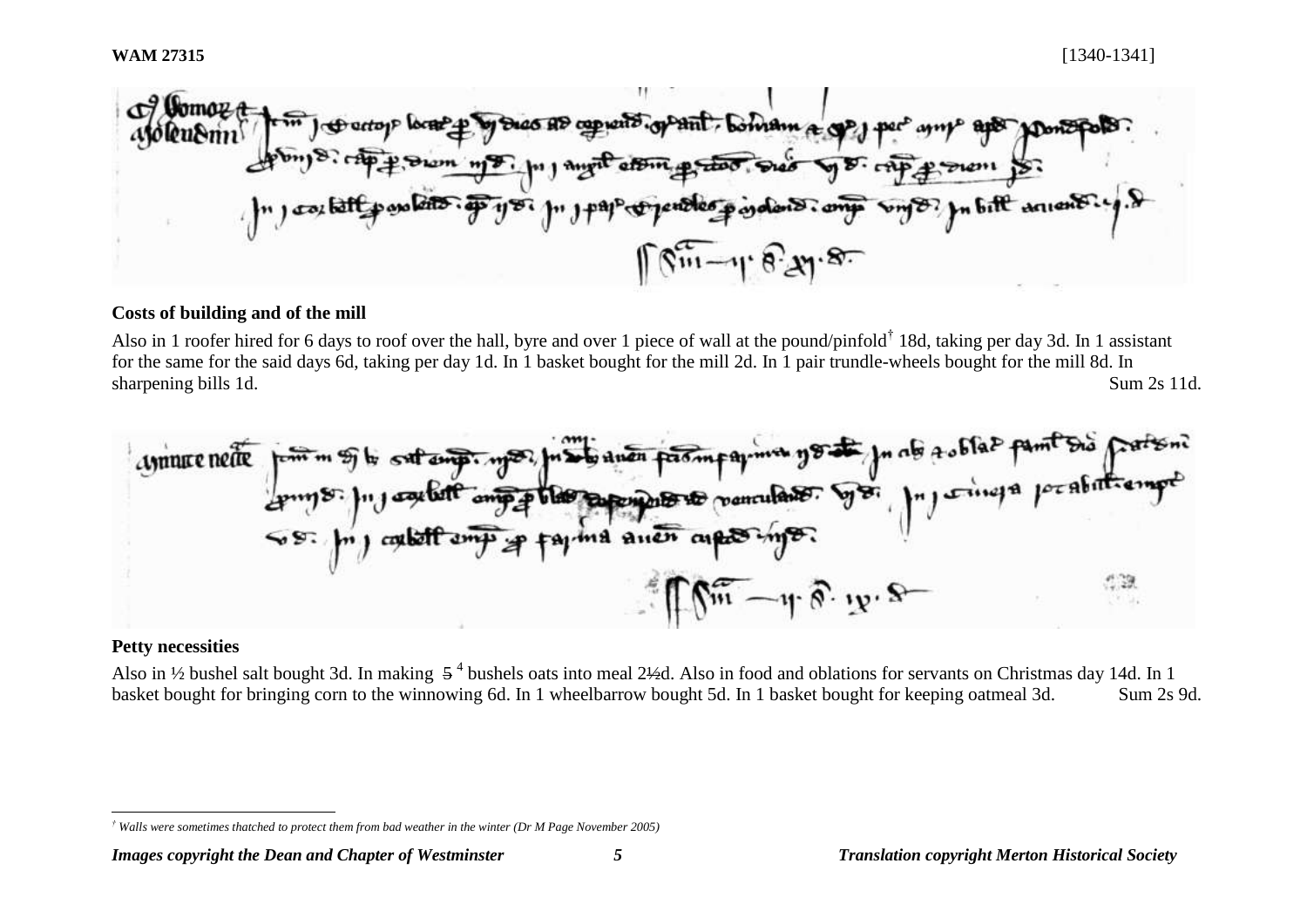**WAM 27315** [1340-1341]

## Costs of building and of the mill

Also in 1 roofer hired for 6 days to roof over the hall, byre and over 1 piece of wall at the pound/pinfold† 18d, taking per day 3d. In 1 assistant for the same for the said days 6d, taking per day 1d. In 1 basket bought for the mill 2d. In 1 pair trundle-wheels bought for the mill 8d. In sharpening bills 1d. Sum 2s 11d.

## Petty necessities

Also in ½ bushel salt bought 3d. In making ~~5~~ [4] bushels oats into meal 2½d. Also in food and oblations for servants on Christmas day 14d. In 1 basket bought for bringing corn to the winnowing 6d. In 1 wheelbarrow bought 5d. In 1 basket bought for keeping oatmeal 3d. Sum 2s 9d.

---

† *Walls were sometimes thatched to protect them from bad weather in the winter (Dr M Page November 2005)*

*Images copyright the Dean and Chapter of Westminster* — *Translation copyright Merton Historical Society*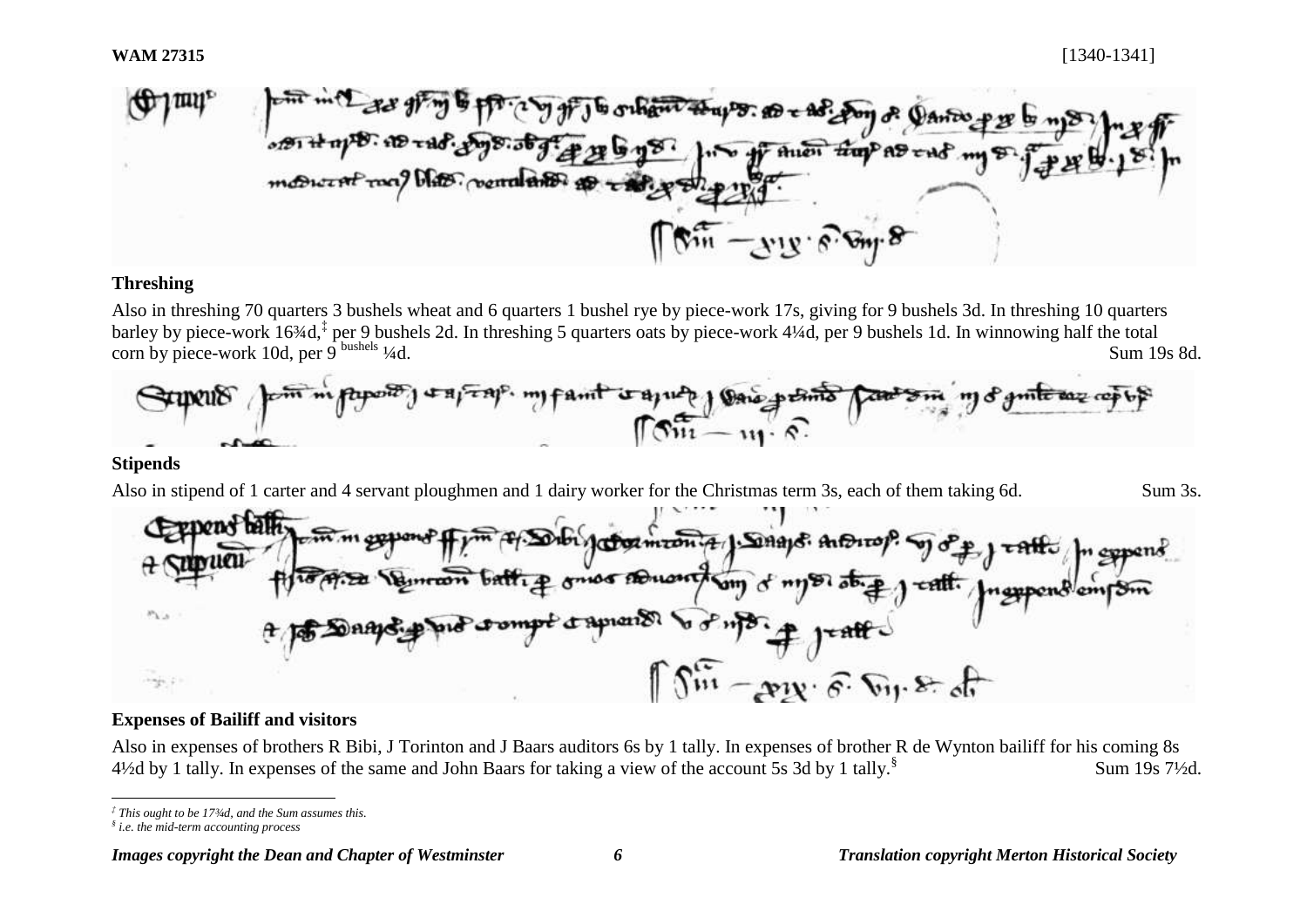**WAM 27315** [1340-1341]

### Threshing

Also in threshing 70 quarters 3 bushels wheat and 6 quarters 1 bushel rye by piece-work 17s, giving for 9 bushels 3d. In threshing 10 quarters barley by piece-work 16¾d,[‡] per 9 bushels 2d. In threshing 5 quarters oats by piece-work 4¼d, per 9 bushels 1d. In winnowing half the total corn by piece-work 10d, per 9 bushels ¼d. Sum 19s 8d.

### Stipends

Also in stipend of 1 carter and 4 servant ploughmen and 1 dairy worker for the Christmas term 3s, each of them taking 6d. Sum 3s.

### Expenses of Bailiff and visitors

Also in expenses of brothers R Bibi, J Torinton and J Baars auditors 6s by 1 tally. In expenses of brother R de Wynton bailiff for his coming 8s 4½d by 1 tally. In expenses of the same and John Baars for taking a view of the account 5s 3d by 1 tally.[§] Sum 19s 7½d.

---

*[‡] This ought to be 17¾d, and the Sum assumes this.*
*[§] i.e. the mid-term accounting process*

*Images copyright the Dean and Chapter of Westminster* — *Translation copyright Merton Historical Society*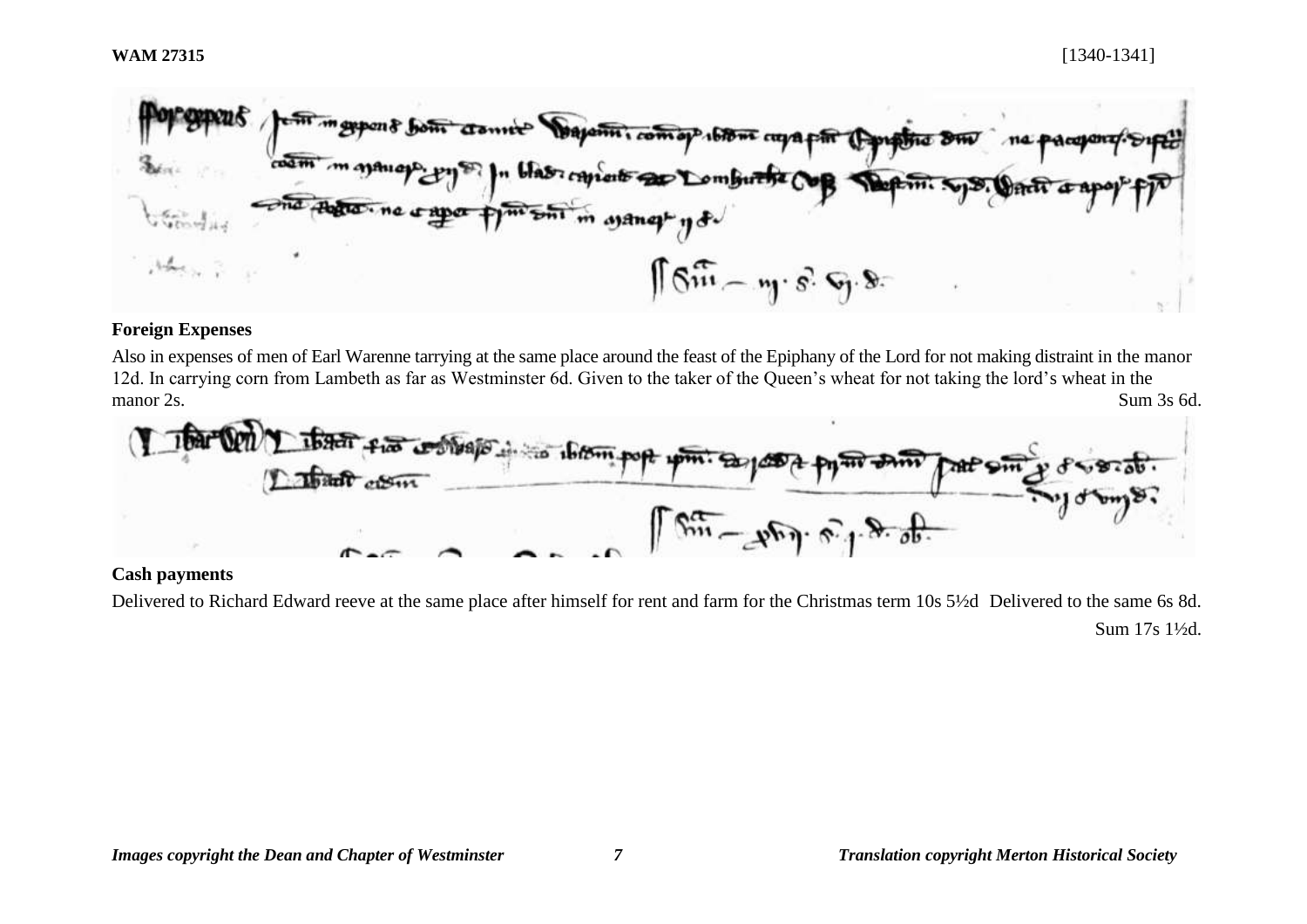## Foreign Expenses

Also in expenses of men of Earl Warenne tarrying at the same place around the feast of the Epiphany of the Lord for not making distraint in the manor 12d. In carrying corn from Lambeth as far as Westminster 6d. Given to the taker of the Queen's wheat for not taking the lord's wheat in the manor 2s. Sum 3s 6d.

## Cash payments

Delivered to Richard Edward reeve at the same place after himself for rent and farm for the Christmas term 10s 5½d Delivered to the same 6s 8d.

Sum 17s 1½d.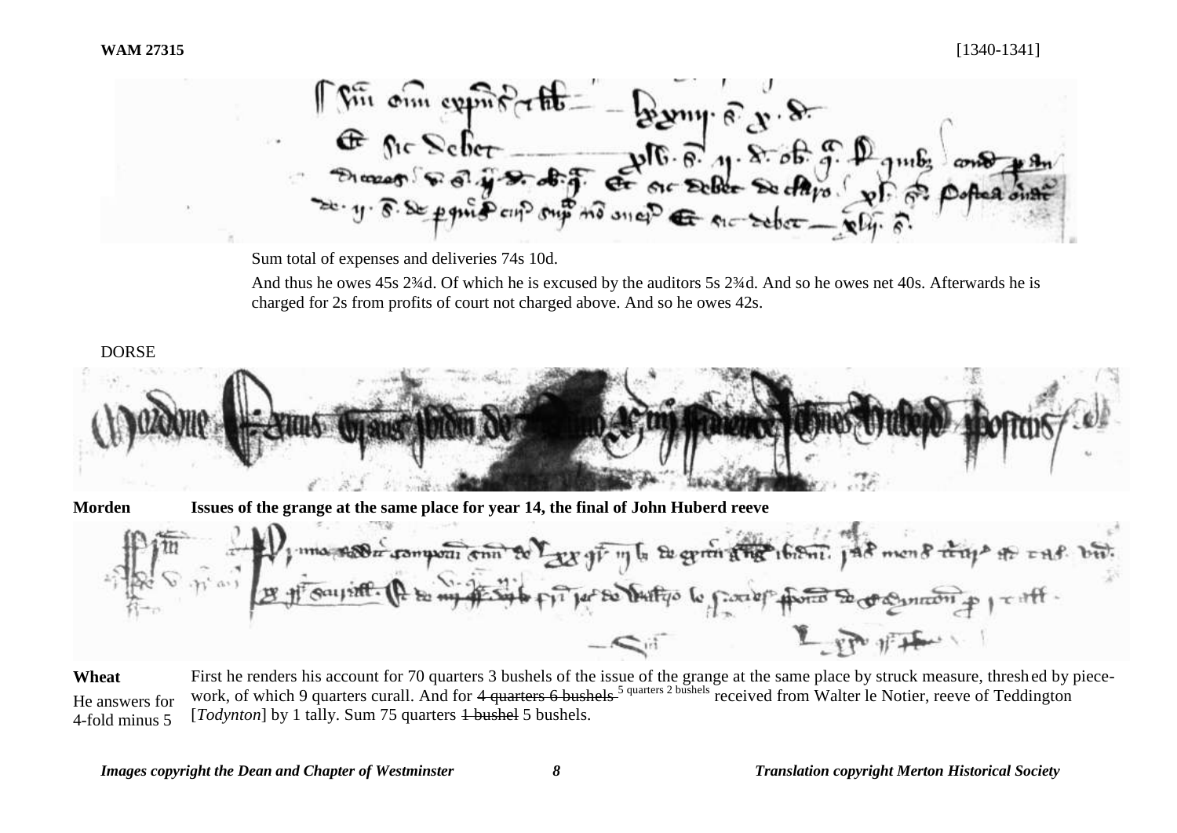Sum total of expenses and deliveries 74s 10d.

And thus he owes 45s 2¾d. Of which he is excused by the auditors 5s 2¾d. And so he owes net 40s. Afterwards he is charged for 2s from profits of court not charged above. And so he owes 42s.

DORSE

**Morden** **Issues of the grange at the same place for year 14, the final of John Huberd reeve**

**Wheat**

He answers for 4-fold minus 5

First he renders his account for 70 quarters 3 bushels of the issue of the grange at the same place by struck measure, threshed by piece-work, of which 9 quarters curall. And for ~~4 quarters 6 bushels~~ 5 quarters 2 bushels received from Walter le Notier, reeve of Teddington [*Todynton*] by 1 tally. Sum 75 quarters ~~1 bushel~~ 5 bushels.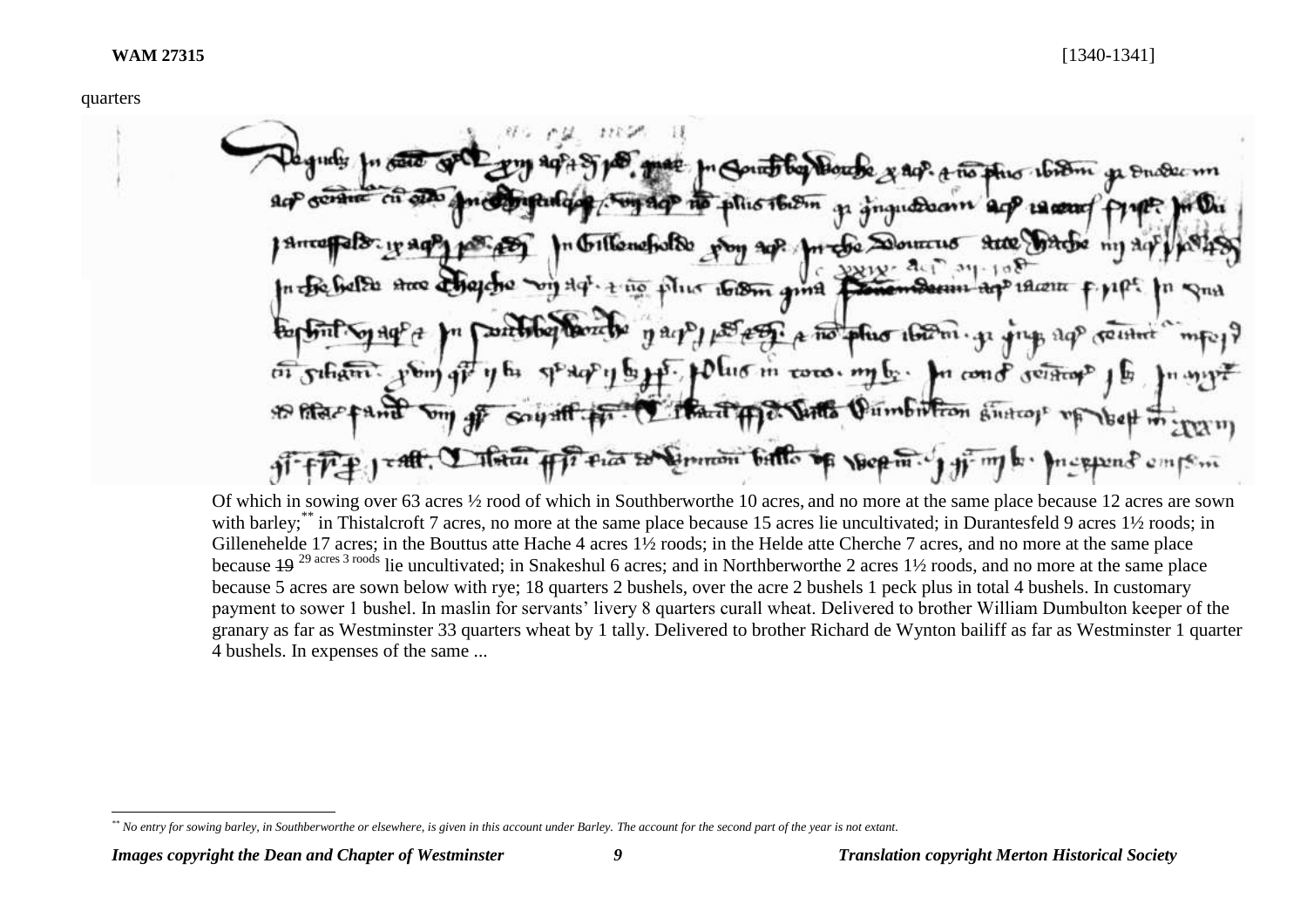**WAM 27315** [1340-1341]

quarters

Of which in sowing over 63 acres ½ rood of which in Southberworthe 10 acres, and no more at the same place because 12 acres are sown with barley;[**] in Thistalcroft 7 acres, no more at the same place because 15 acres lie uncultivated; in Durantesfeld 9 acres 1½ roods; in Gillenehelde 17 acres; in the Bouttus atte Hache 4 acres 1½ roods; in the Helde atte Cherche 7 acres, and no more at the same place because ~~19~~ 29 acres 3 roods lie uncultivated; in Snakeshul 6 acres; and in Northberworthe 2 acres 1½ roods, and no more at the same place because 5 acres are sown below with rye; 18 quarters 2 bushels, over the acre 2 bushels 1 peck plus in total 4 bushels. In customary payment to sower 1 bushel. In maslin for servants' livery 8 quarters curall wheat. Delivered to brother William Dumbulton keeper of the granary as far as Westminster 33 quarters wheat by 1 tally. Delivered to brother Richard de Wynton bailiff as far as Westminster 1 quarter 4 bushels. In expenses of the same ...

[**] *No entry for sowing barley, in Southberworthe or elsewhere, is given in this account under Barley. The account for the second part of the year is not extant.*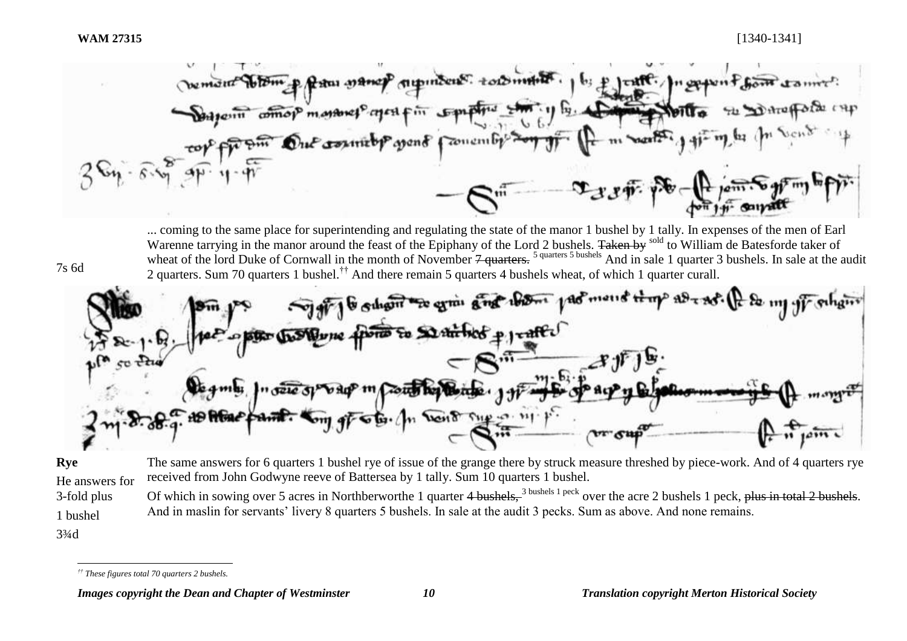... coming to the same place for superintending and regulating the state of the manor 1 bushel by 1 tally. In expenses of the men of Earl Warenne tarrying in the manor around the feast of the Epiphany of the Lord 2 bushels. ~~Taken by~~ sold to William de Batesforde taker of wheat of the lord Duke of Cornwall in the month of November ~~7 quarters.~~ 5 quarters 5 bushels And in sale 1 quarter 3 bushels. In sale at the audit 2 quarters. Sum 70 quarters 1 bushel.[††] And there remain 5 quarters 4 bushels wheat, of which 1 quarter curall.

7s 6d

**Rye**

He answers for 3-fold plus 1 bushel

3¾d

The same answers for 6 quarters 1 bushel rye of issue of the grange there by struck measure threshed by piece-work. And of 4 quarters rye received from John Godwyne reeve of Battersea by 1 tally. Sum 10 quarters 1 bushel.

Of which in sowing over 5 acres in Northberworthe 1 quarter ~~4 bushels,~~ 3 bushels 1 peck over the acre 2 bushels 1 peck, ~~plus in total 2 bushels~~. And in maslin for servants' livery 8 quarters 5 bushels. In sale at the audit 3 pecks. Sum as above. And none remains.

[††] *These figures total 70 quarters 2 bushels.*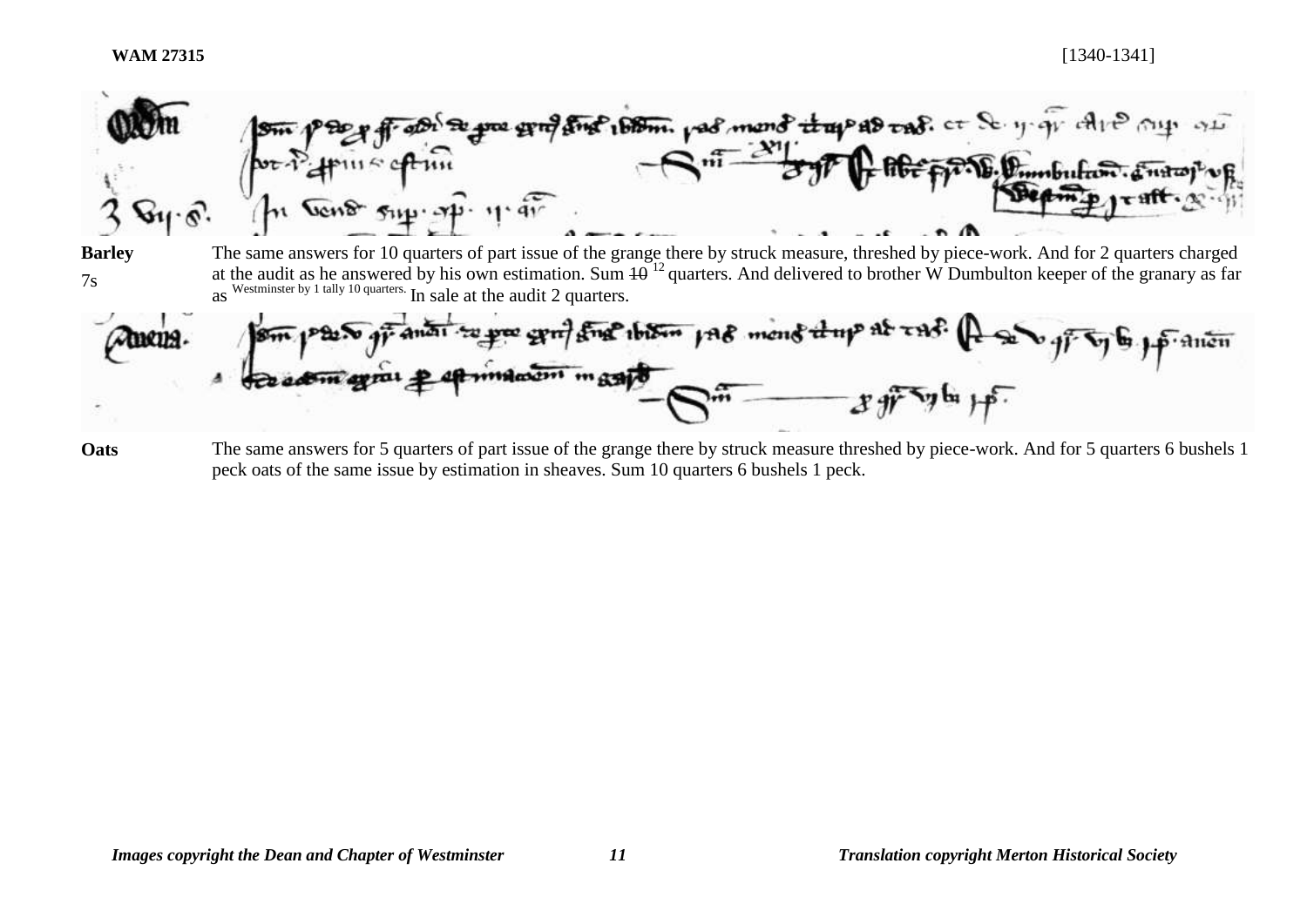**WAM 27315** [1340-1341]

**Barley**
7s

The same answers for 10 quarters of part issue of the grange there by struck measure, threshed by piece-work. And for 2 quarters charged at the audit as he answered by his own estimation. Sum ~~10~~ 12 quarters. And delivered to brother W Dumbulton keeper of the granary as far as Westminster by 1 tally 10 quarters. In sale at the audit 2 quarters.

**Oats**

The same answers for 5 quarters of part issue of the grange there by struck measure threshed by piece-work. And for 5 quarters 6 bushels 1 peck oats of the same issue by estimation in sheaves. Sum 10 quarters 6 bushels 1 peck.

*Images copyright the Dean and Chapter of Westminster* *Translation copyright Merton Historical Society*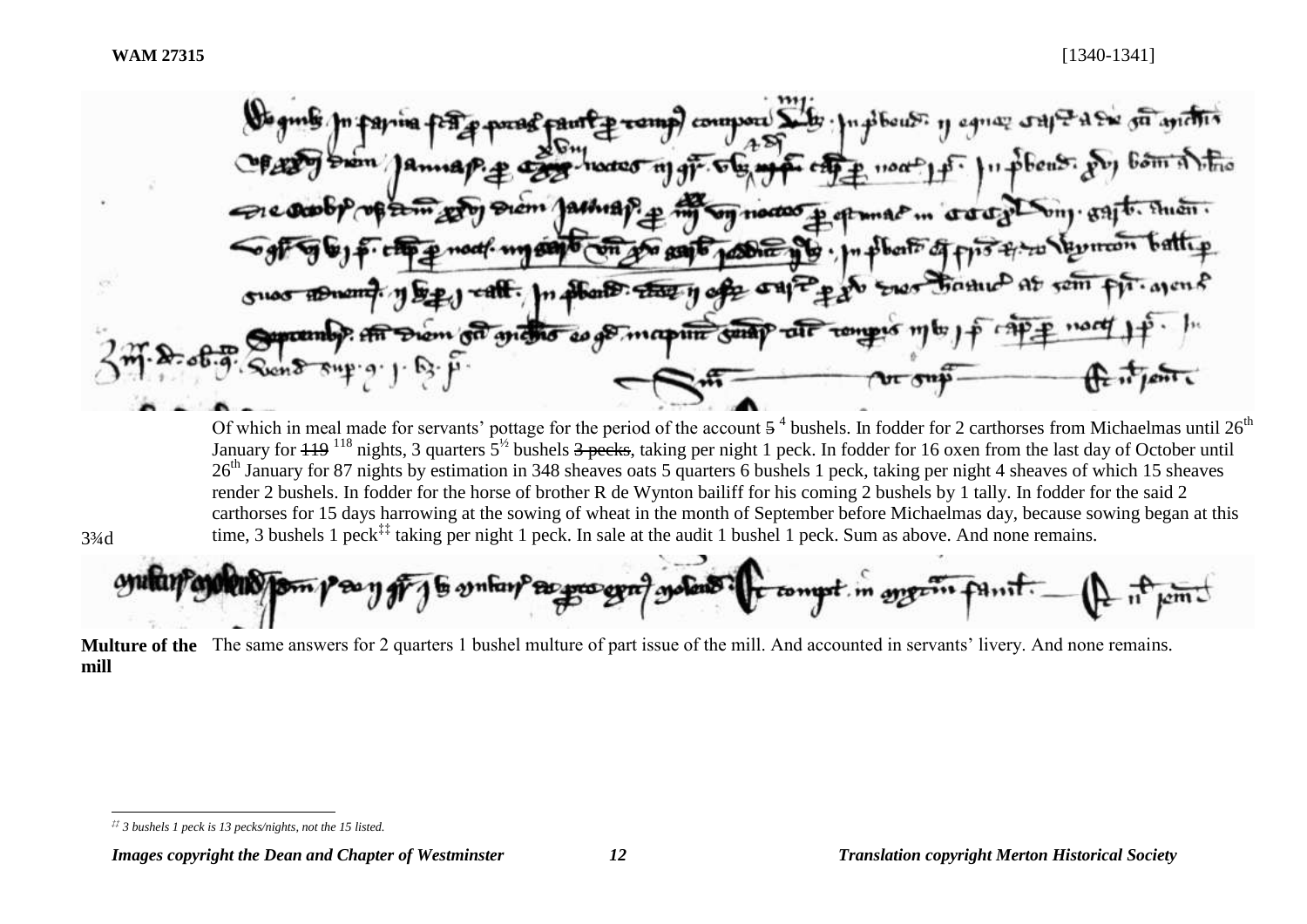Of which in meal made for servants' pottage for the period of the account ~~5~~ 4 bushels. In fodder for 2 carthorses from Michaelmas until 26th January for ~~119~~ 118 nights, 3 quarters 5½ bushels ~~3 pecks~~, taking per night 1 peck. In fodder for 16 oxen from the last day of October until 26th January for 87 nights by estimation in 348 sheaves oats 5 quarters 6 bushels 1 peck, taking per night 4 sheaves of which 15 sheaves render 2 bushels. In fodder for the horse of brother R de Wynton bailiff for his coming 2 bushels by 1 tally. In fodder for the said 2 carthorses for 15 days harrowing at the sowing of wheat in the month of September before Michaelmas day, because sowing began at this time, 3 bushels 1 peck[‡‡] taking per night 1 peck. In sale at the audit 1 bushel 1 peck. Sum as above. And none remains.

3¾d

**Multure of the mill** The same answers for 2 quarters 1 bushel multure of part issue of the mill. And accounted in servants' livery. And none remains.

[‡‡] *3 bushels 1 peck is 13 pecks/nights, not the 15 listed.*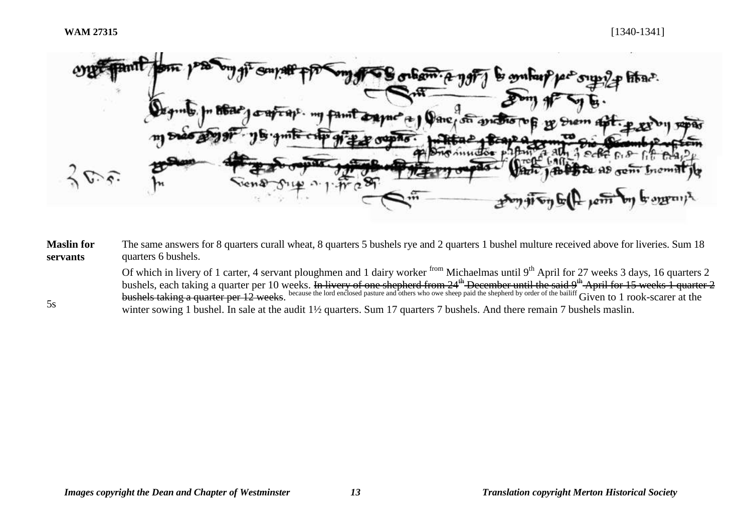**Maslin for servants** The same answers for 8 quarters curall wheat, 8 quarters 5 bushels rye and 2 quarters 1 bushel multure received above for liveries. Sum 18 quarters 6 bushels.

Of which in livery of 1 carter, 4 servant ploughmen and 1 dairy worker from Michaelmas until 9th April for 27 weeks 3 days, 16 quarters 2 bushels, each taking a quarter per 10 weeks. ~~In livery of one shepherd from 24th December until the said 9th April for 15 weeks 1 quarter 2 bushels taking a quarter per 12 weeks~~. because the lord enclosed pasture and others who owe sheep paid the shepherd by order of the bailiff Given to 1 rook-scarer at the winter sowing 1 bushel. In sale at the audit 1½ quarters. Sum 17 quarters 7 bushels. And there remain 7 bushels maslin.

5s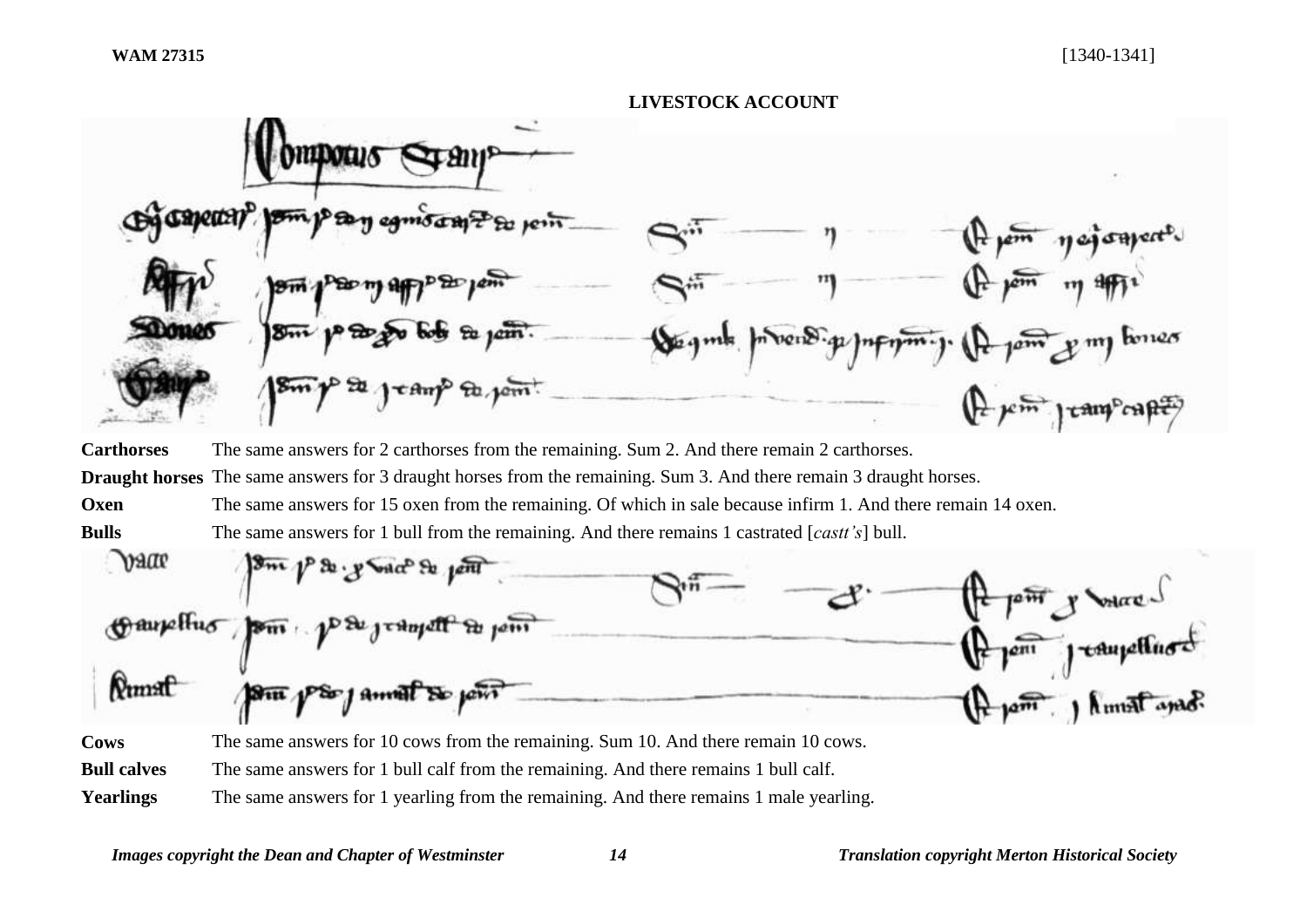**WAM 27315** [1340-1341]

## LIVESTOCK ACCOUNT

| | |
|---|---|
| **Carthorses** | The same answers for 2 carthorses from the remaining. Sum 2. And there remain 2 carthorses. |
| **Draught horses** | The same answers for 3 draught horses from the remaining. Sum 3. And there remain 3 draught horses. |
| **Oxen** | The same answers for 15 oxen from the remaining. Of which in sale because infirm 1. And there remain 14 oxen. |
| **Bulls** | The same answers for 1 bull from the remaining. And there remains 1 castrated [*castt's*] bull. |

| | |
|---|---|
| **Cows** | The same answers for 10 cows from the remaining. Sum 10. And there remain 10 cows. |
| **Bull calves** | The same answers for 1 bull calf from the remaining. And there remains 1 bull calf. |
| **Yearlings** | The same answers for 1 yearling from the remaining. And there remains 1 male yearling. |

*Images copyright the Dean and Chapter of Westminster* *Translation copyright Merton Historical Society*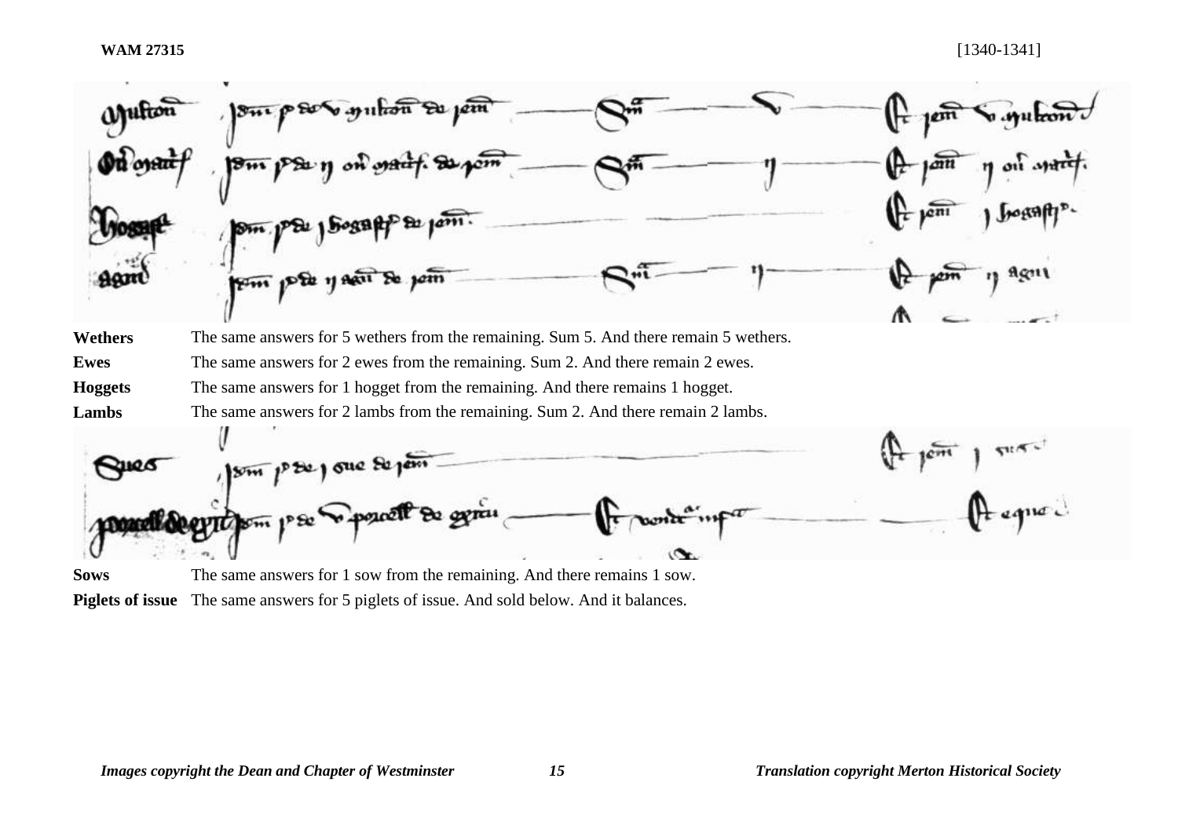| | |
|---|---|
| **Wethers** | The same answers for 5 wethers from the remaining. Sum 5. And there remain 5 wethers. |
| **Ewes** | The same answers for 2 ewes from the remaining. Sum 2. And there remain 2 ewes. |
| **Hoggets** | The same answers for 1 hogget from the remaining. And there remains 1 hogget. |
| **Lambs** | The same answers for 2 lambs from the remaining. Sum 2. And there remain 2 lambs. |

| | |
|---|---|
| **Sows** | The same answers for 1 sow from the remaining. And there remains 1 sow. |
| **Piglets of issue** | The same answers for 5 piglets of issue. And sold below. And it balances. |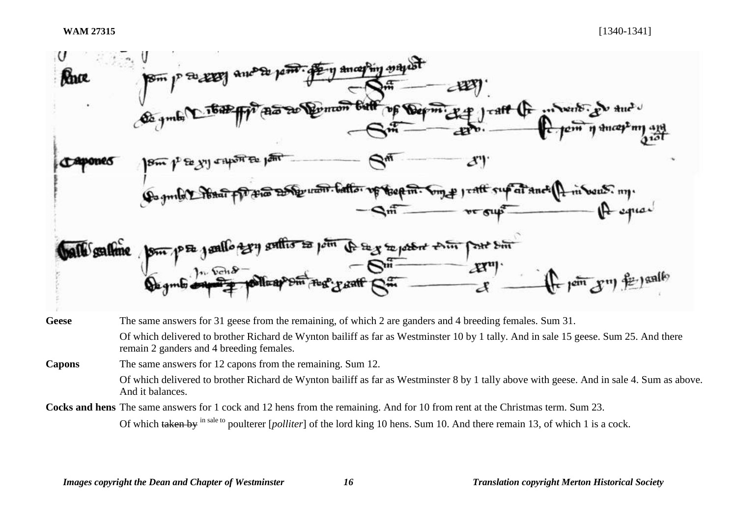| | |
|---|---|
| **Geese** | The same answers for 31 geese from the remaining, of which 2 are ganders and 4 breeding females. Sum 31. |
| | Of which delivered to brother Richard de Wynton bailiff as far as Westminster 10 by 1 tally. And in sale 15 geese. Sum 25. And there remain 2 ganders and 4 breeding females. |
| **Capons** | The same answers for 12 capons from the remaining. Sum 12. |
| | Of which delivered to brother Richard de Wynton bailiff as far as Westminster 8 by 1 tally above with geese. And in sale 4. Sum as above. And it balances. |
| **Cocks and hens** | The same answers for 1 cock and 12 hens from the remaining. And for 10 from rent at the Christmas term. Sum 23. |
| | Of which ~~taken by~~ in sale to poulterer [*polliter*] of the lord king 10 hens. Sum 10. And there remain 13, of which 1 is a cock. |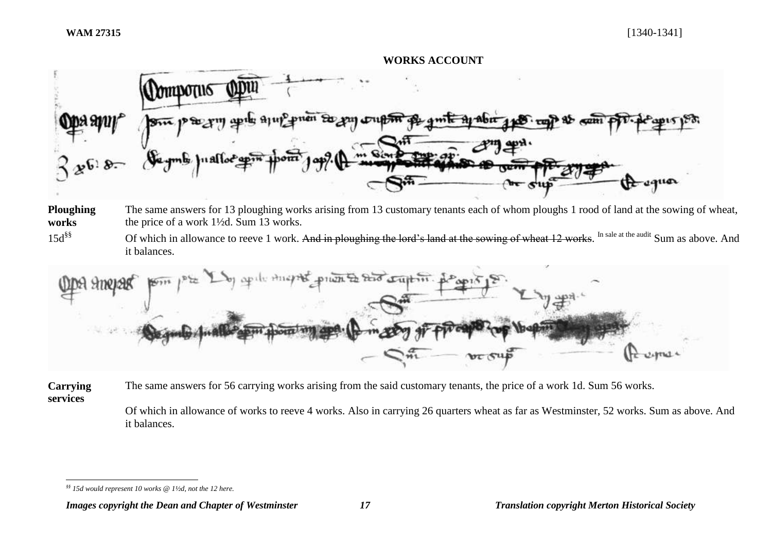**WORKS ACCOUNT**

**Ploughing works**

15d[§§]

The same answers for 13 ploughing works arising from 13 customary tenants each of whom ploughs 1 rood of land at the sowing of wheat, the price of a work 1½d. Sum 13 works.

Of which in allowance to reeve 1 work. ~~And in ploughing the lord's land at the sowing of wheat 12 works~~. [In sale at the audit] Sum as above. And it balances.

**Carrying services**

The same answers for 56 carrying works arising from the said customary tenants, the price of a work 1d. Sum 56 works.

Of which in allowance of works to reeve 4 works. Also in carrying 26 quarters wheat as far as Westminster, 52 works. Sum as above. And it balances.

---

*§§ 15d would represent 10 works @ 1½d, not the 12 here.*